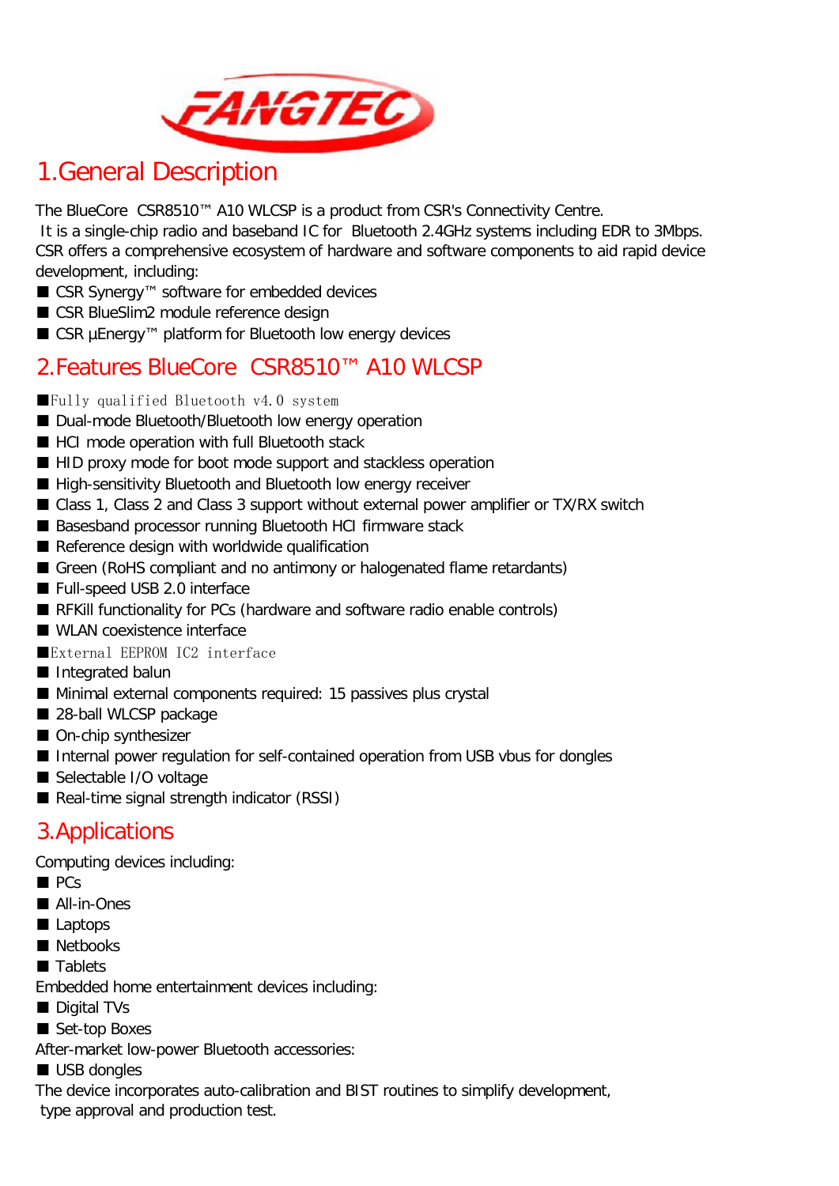FANGTEC

# 1.General Description

The BlueCore CSR8510™ A10 WLCSP is a product from CSR's Connectivity Centre.
It is a single-chip radio and baseband IC for Bluetooth 2.4GHz systems including EDR to 3Mbps.
CSR offers a comprehensive ecosystem of hardware and software components to aid rapid device development, including:

- CSR Synergy™ software for embedded devices
- CSR BlueSlim2 module reference design
- CSR µEnergy™ platform for Bluetooth low energy devices

# 2.Features BlueCore CSR8510™ A10 WLCSP

- Fully qualified Bluetooth v4.0 system
- Dual-mode Bluetooth/Bluetooth low energy operation
- HCI mode operation with full Bluetooth stack
- HID proxy mode for boot mode support and stackless operation
- High-sensitivity Bluetooth and Bluetooth low energy receiver
- Class 1, Class 2 and Class 3 support without external power amplifier or TX/RX switch
- Basesband processor running Bluetooth HCI firmware stack
- Reference design with worldwide qualification
- Green (RoHS compliant and no antimony or halogenated flame retardants)
- Full-speed USB 2.0 interface
- RFKill functionality for PCs (hardware and software radio enable controls)
- WLAN coexistence interface
- External EEPROM IC2 interface
- Integrated balun
- Minimal external components required: 15 passives plus crystal
- 28-ball WLCSP package
- On-chip synthesizer
- Internal power regulation for self-contained operation from USB vbus for dongles
- Selectable I/O voltage
- Real-time signal strength indicator (RSSI)

# 3.Applications

Computing devices including:

- PCs
- All-in-Ones
- Laptops
- Netbooks
- Tablets

Embedded home entertainment devices including:

- Digital TVs
- Set-top Boxes

After-market low-power Bluetooth accessories:

- USB dongles

The device incorporates auto-calibration and BIST routines to simplify development, type approval and production test.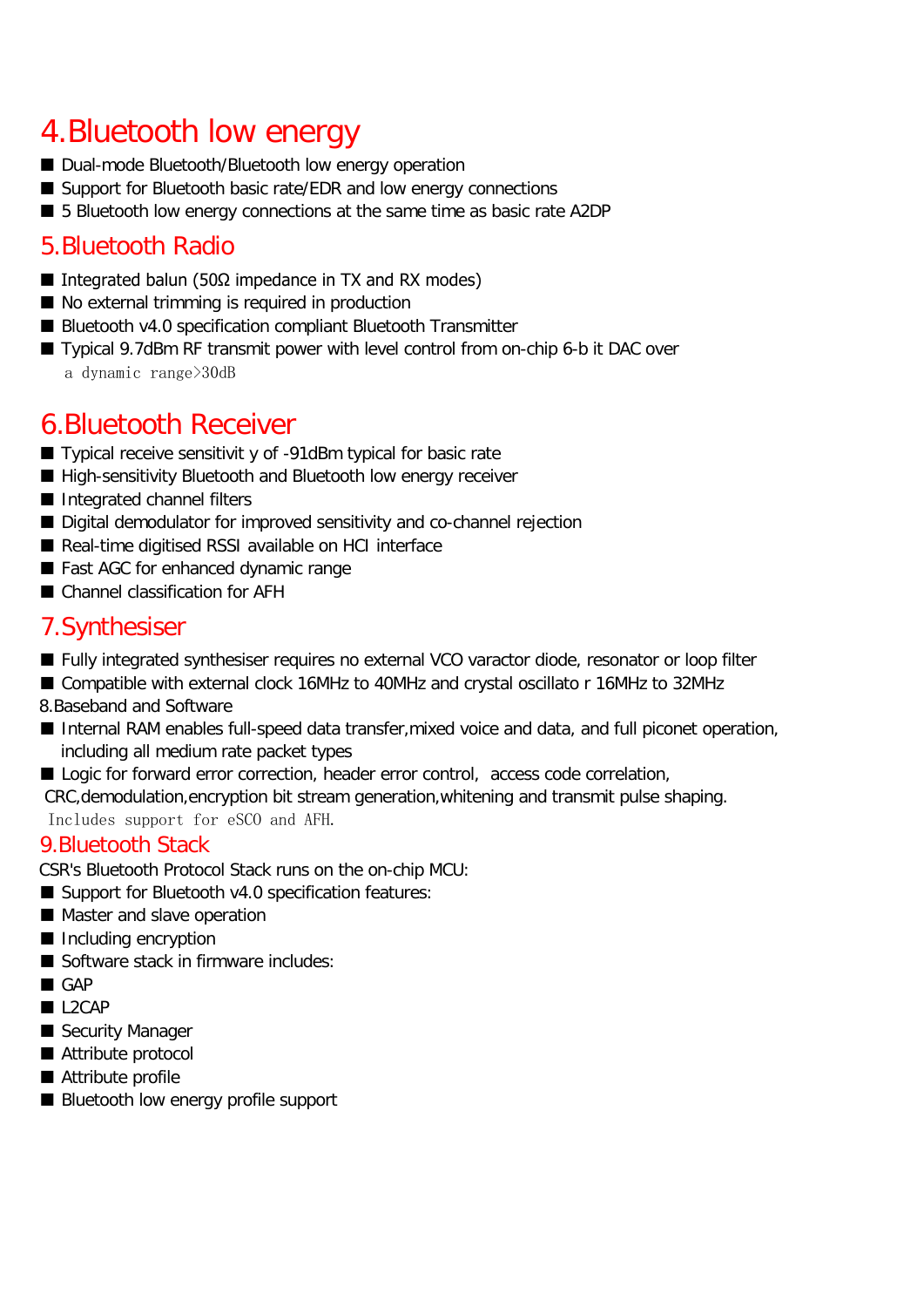## 4.Bluetooth low energy

- Dual-mode Bluetooth/Bluetooth low energy operation
- Support for Bluetooth basic rate/EDR and low energy connections
- 5 Bluetooth low energy connections at the same time as basic rate A2DP

## 5.Bluetooth Radio

- Integrated balun (50Ω impedance in TX and RX modes)
- No external trimming is required in production
- Bluetooth v4.0 specification compliant Bluetooth Transmitter
- Typical 9.7dBm RF transmit power with level control from on-chip 6-b it DAC over a dynamic range>30dB

## 6.Bluetooth Receiver

- Typical receive sensitivit y of -91dBm typical for basic rate
- High-sensitivity Bluetooth and Bluetooth low energy receiver
- Integrated channel filters
- Digital demodulator for improved sensitivity and co-channel rejection
- Real-time digitised RSSI available on HCI interface
- Fast AGC for enhanced dynamic range
- Channel classification for AFH

## 7.Synthesiser

- Fully integrated synthesiser requires no external VCO varactor diode, resonator or loop filter
- Compatible with external clock 16MHz to 40MHz and crystal oscillato r 16MHz to 32MHz

8.Baseband and Software

- Internal RAM enables full-speed data transfer,mixed voice and data, and full piconet operation, including all medium rate packet types
- Logic for forward error correction, header error control, access code correlation, CRC,demodulation,encryption bit stream generation,whitening and transmit pulse shaping. Includes support for eSCO and AFH.

## 9.Bluetooth Stack

CSR's Bluetooth Protocol Stack runs on the on-chip MCU:

- Support for Bluetooth v4.0 specification features:
- Master and slave operation
- Including encryption
- Software stack in firmware includes:
- GAP
- L2CAP
- Security Manager
- Attribute protocol
- Attribute profile
- Bluetooth low energy profile support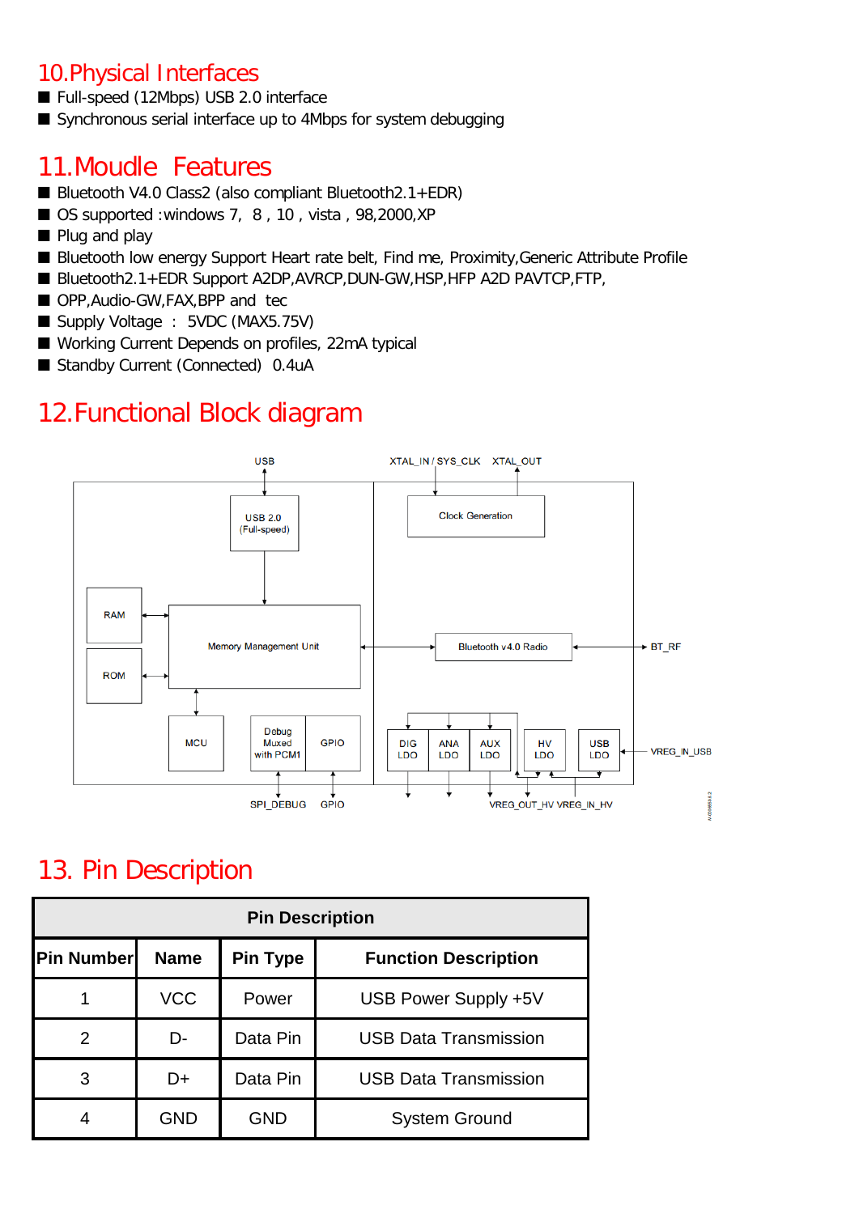## 10.Physical Interfaces

- Full-speed (12Mbps) USB 2.0 interface
- Synchronous serial interface up to 4Mbps for system debugging

## 11.Moudle Features

- Bluetooth V4.0 Class2 (also compliant Bluetooth2.1+EDR)
- OS supported :windows 7, 8 , 10 , vista , 98,2000,XP
- Plug and play
- Bluetooth low energy Support Heart rate belt, Find me, Proximity,Generic Attribute Profile
- Bluetooth2.1+EDR Support A2DP,AVRCP,DUN-GW,HSP,HFP A2D PAVTCP,FTP,
- OPP,Audio-GW,FAX,BPP and tec
- Supply Voltage : 5VDC (MAX5.75V)
- Working Current Depends on profiles, 22mA typical
- Standby Current (Connected) 0.4uA

## 12.Functional Block diagram

USB

XTAL_IN / SYS_CLK XTAL_OUT

USB 2.0 (Full-speed)

Clock Generation

RAM

ROM

Memory Management Unit

Bluetooth v4.0 Radio

BT_RF

MCU

Debug Muxed with PCM1

GPIO

DIG LDO

ANA LDO

AUX LDO

HV LDO

USB LDO

VREG_IN_USB

SPI_DEBUG GPIO

VREG_OUT_HV VREG_IN_HV

## 13. Pin Description

| Pin Description | | | |
|---|---|---|---|
| **Pin Number** | **Name** | **Pin Type** | **Function Description** |
| 1 | VCC | Power | USB Power Supply +5V |
| 2 | D- | Data Pin | USB Data Transmission |
| 3 | D+ | Data Pin | USB Data Transmission |
| 4 | GND | GND | System Ground |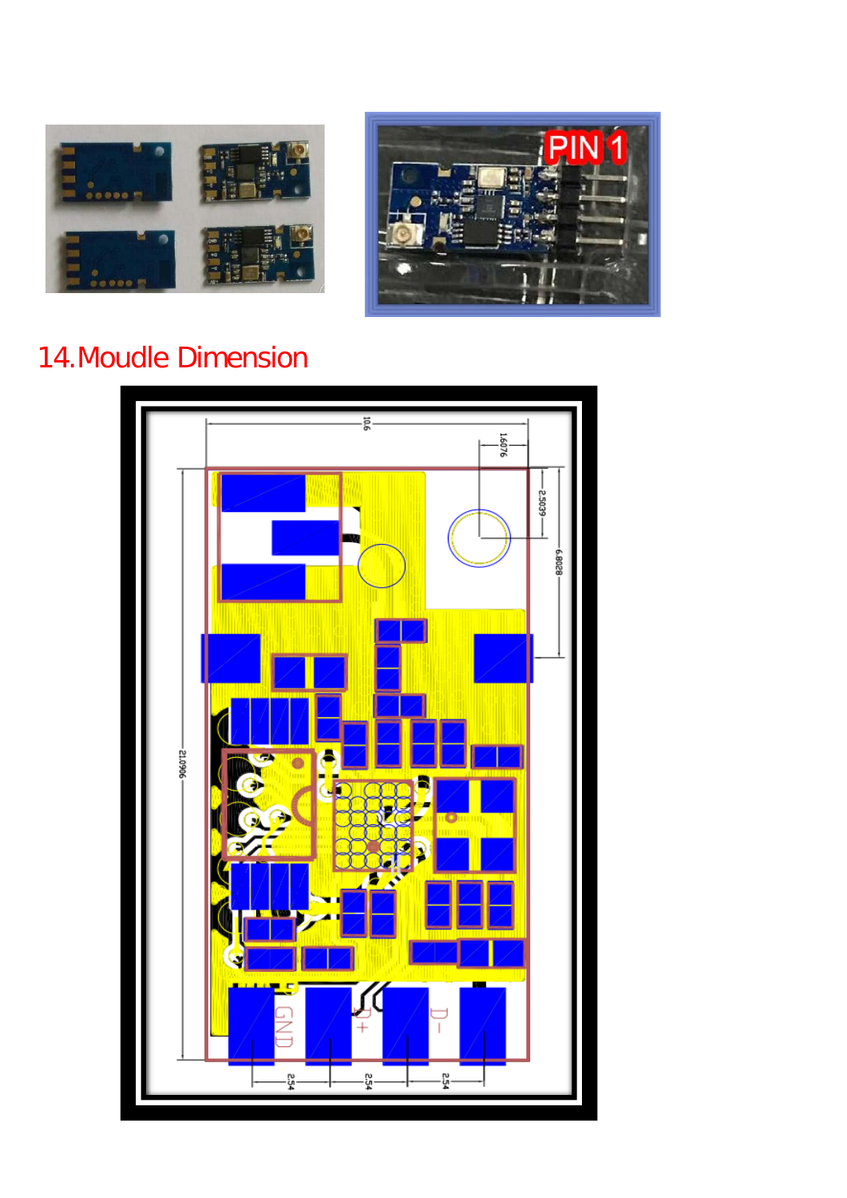## 14.Moudle Dimension

10.6

1.6076

2.5039

6.8028

21.0966

GND

D+

D-

2.54

2.54

2.54